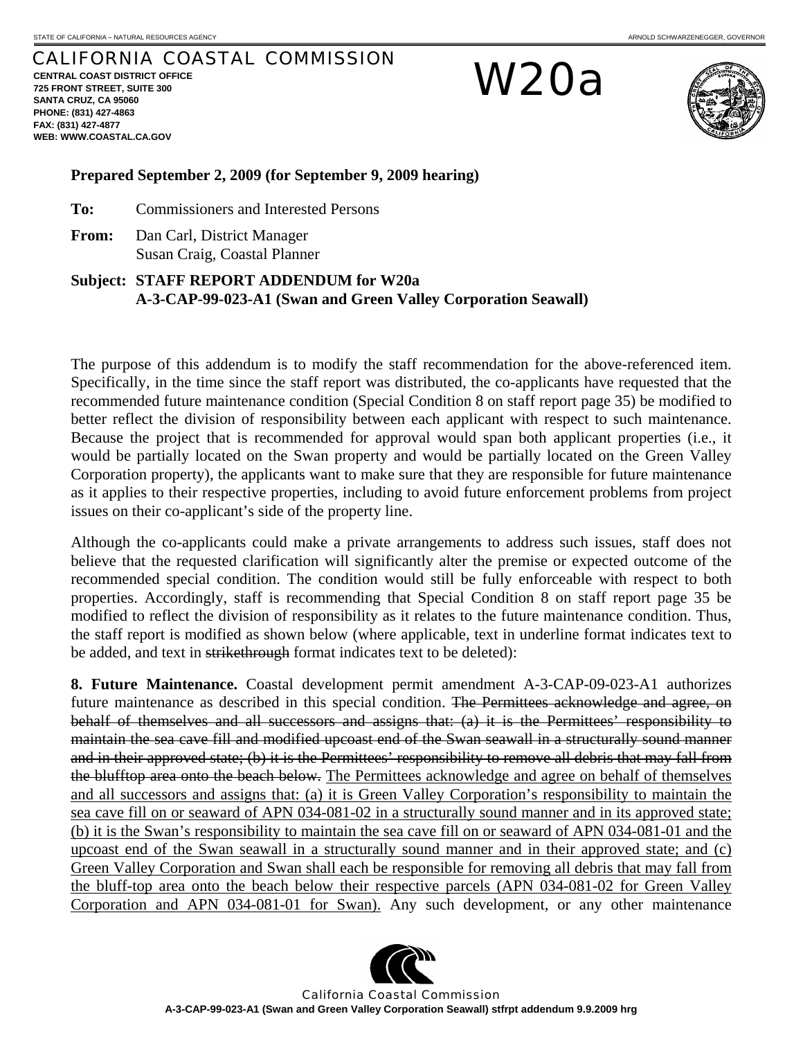STATE OF CALIFORNIA – NATURAL RESOURCES AGENCY — ARNOLD SCHWARZENEGGER, GOVERNOR

# CALIFORNIA COASTAL COMMISSION

**CENTRAL COAST DISTRICT OFFICE**
**725 FRONT STREET, SUITE 300**
**SANTA CRUZ, CA 95060**
**PHONE: (831) 427-4863**
**FAX: (831) 427-4877**
**WEB: WWW.COASTAL.CA.GOV**

# W20a

**Prepared September 2, 2009 (for September 9, 2009 hearing)**

**To:** Commissioners and Interested Persons

**From:** Dan Carl, District Manager
Susan Craig, Coastal Planner

**Subject: STAFF REPORT ADDENDUM for W20a**
**A-3-CAP-99-023-A1 (Swan and Green Valley Corporation Seawall)**

The purpose of this addendum is to modify the staff recommendation for the above-referenced item. Specifically, in the time since the staff report was distributed, the co-applicants have requested that the recommended future maintenance condition (Special Condition 8 on staff report page 35) be modified to better reflect the division of responsibility between each applicant with respect to such maintenance. Because the project that is recommended for approval would span both applicant properties (i.e., it would be partially located on the Swan property and would be partially located on the Green Valley Corporation property), the applicants want to make sure that they are responsible for future maintenance as it applies to their respective properties, including to avoid future enforcement problems from project issues on their co-applicant's side of the property line.

Although the co-applicants could make a private arrangements to address such issues, staff does not believe that the requested clarification will significantly alter the premise or expected outcome of the recommended special condition. The condition would still be fully enforceable with respect to both properties. Accordingly, staff is recommending that Special Condition 8 on staff report page 35 be modified to reflect the division of responsibility as it relates to the future maintenance condition. Thus, the staff report is modified as shown below (where applicable, text in underline format indicates text to be added, and text in ~~strikethrough~~ format indicates text to be deleted):

**8. Future Maintenance.** Coastal development permit amendment A-3-CAP-09-023-A1 authorizes future maintenance as described in this special condition. ~~The Permittees acknowledge and agree, on behalf of themselves and all successors and assigns that: (a) it is the Permittees' responsibility to maintain the sea cave fill and modified upcoast end of the Swan seawall in a structurally sound manner and in their approved state; (b) it is the Permittees' responsibility to remove all debris that may fall from the blufftop area onto the beach below.~~ <u>The Permittees acknowledge and agree on behalf of themselves and all successors and assigns that: (a) it is Green Valley Corporation's responsibility to maintain the sea cave fill on or seaward of APN 034-081-02 in a structurally sound manner and in its approved state; (b) it is the Swan's responsibility to maintain the sea cave fill on or seaward of APN 034-081-01 and the upcoast end of the Swan seawall in a structurally sound manner and in their approved state; and (c) Green Valley Corporation and Swan shall each be responsible for removing all debris that may fall from the bluff-top area onto the beach below their respective parcels (APN 034-081-02 for Green Valley Corporation and APN 034-081-01 for Swan).</u> Any such development, or any other maintenance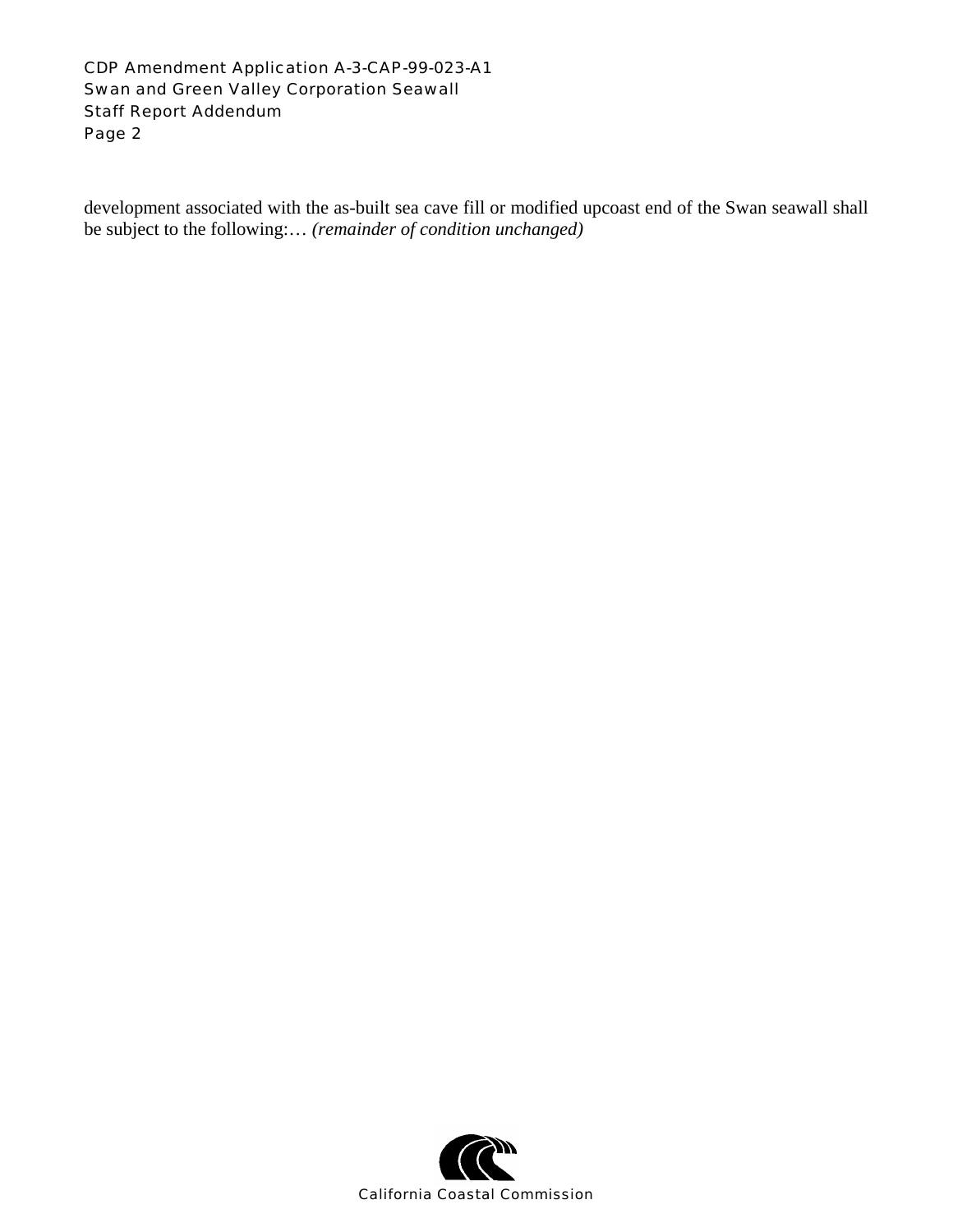development associated with the as-built sea cave fill or modified upcoast end of the Swan seawall shall be subject to the following:… *(remainder of condition unchanged)*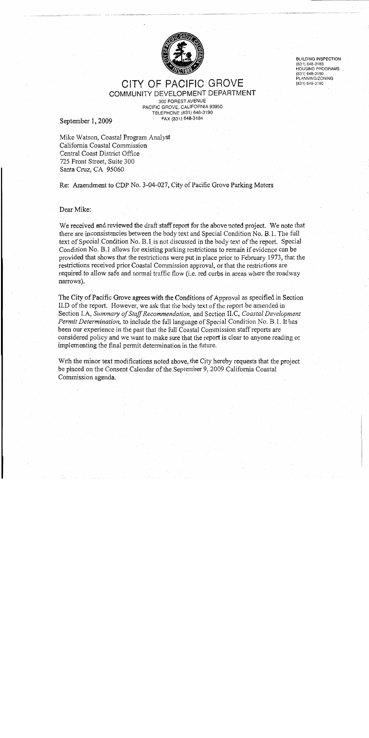# CITY OF PACIFIC GROVE

## COMMUNITY DEVELOPMENT DEPARTMENT

300 FOREST AVENUE
PACIFIC GROVE, CALIFORNIA 93950
TELEPHONE (831) 648-3190
FAX (831) 648-3184

BUILDING INSPECTION
(831) 648-3183
HOUSING PROGRAMS
(831) 648-3190
PLANNING/ZONING
(831) 648-3190

September 1, 2009

Mike Watson, Coastal Program Analyst
California Coastal Commission
Central Coast District Office
725 Front Street, Suite 300
Santa Cruz, CA 95060

Re: Amendment to CDP No. 3-04-027, City of Pacific Grove Parking Meters

Dear Mike:

We received and reviewed the draft staff report for the above noted project. We note that there are inconsistencies between the body text and Special Condition No. B.1. The full text of Special Condition No. B.1 is not discussed in the body text of the report. Special Condition No. B.1 allows for existing parking restrictions to remain if evidence can be provided that shows that the restrictions were put in place prior to February 1973, that the restrictions received prior Coastal Commission approval, or that the restrictions are required to allow safe and normal traffic flow (i.e. red curbs in areas where the roadway narrows).

The City of Pacific Grove agrees with the Conditions of Approval as specified in Section II.D of the report. However, we ask that the body text of the report be amended in Section I.A, *Summary of Staff Recommendation,* and Section II.C, *Coastal Development Permit Determination,* to include the full language of Special Condition No. B.1. It has been our experience in the past that the full Coastal Commission staff reports are considered policy and we want to make sure that the report is clear to anyone reading or implementing the final permit determination in the future.

With the minor text modifications noted above, the City hereby requests that the project be placed on the Consent Calendar of the September 9, 2009 California Coastal Commission agenda.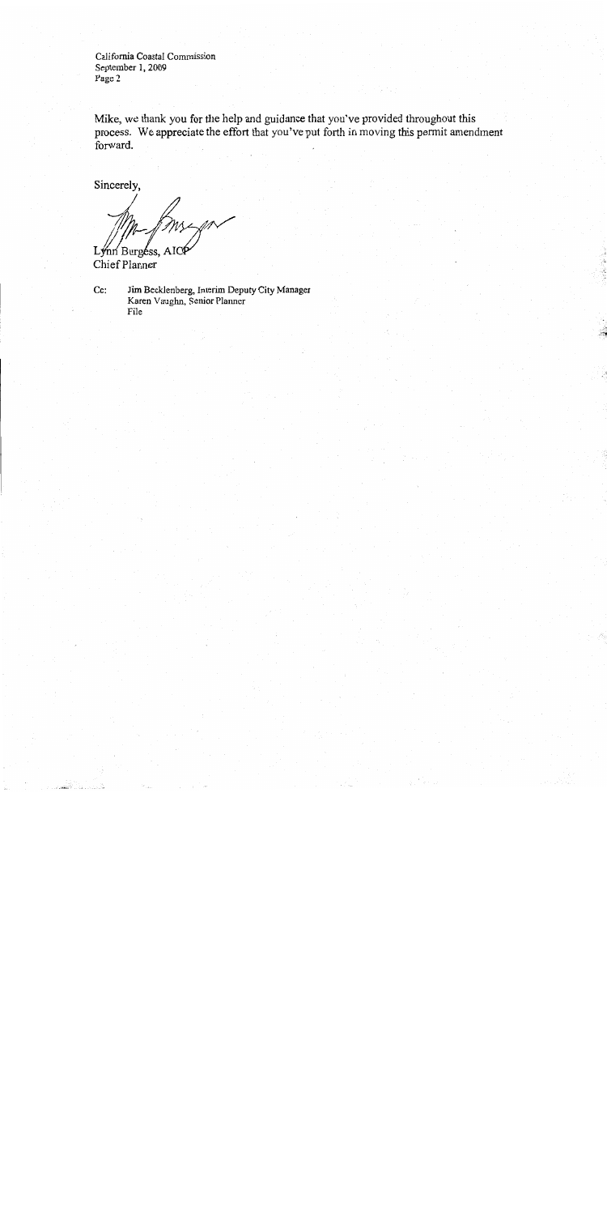Mike, we thank you for the help and guidance that you've provided throughout this process. We appreciate the effort that you've put forth in moving this permit amendment forward.

Sincerely,

Lynn Burgess, AICP
Chief Planner

Cc: Jim Becklenberg, Interim Deputy City Manager
Karen Vaughn, Senior Planner
File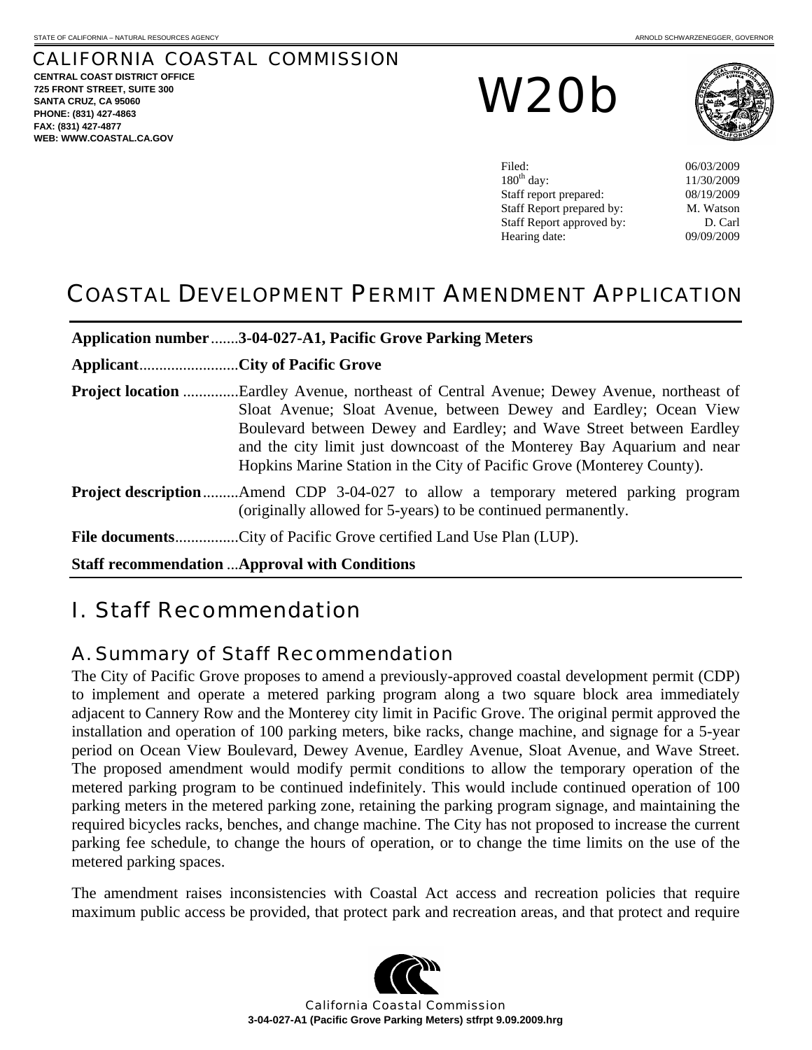STATE OF CALIFORNIA – NATURAL RESOURCES AGENCY

ARNOLD SCHWARZENEGGER, GOVERNOR

# CALIFORNIA COASTAL COMMISSION

**CENTRAL COAST DISTRICT OFFICE**
**725 FRONT STREET, SUITE 300**
**SANTA CRUZ, CA 95060**
**PHONE: (831) 427-4863**
**FAX: (831) 427-4877**
**WEB: WWW.COASTAL.CA.GOV**

# W20b

| | |
|---|---|
| Filed: | 06/03/2009 |
| 180th day: | 11/30/2009 |
| Staff report prepared: | 08/19/2009 |
| Staff Report prepared by: | M. Watson |
| Staff Report approved by: | D. Carl |
| Hearing date: | 09/09/2009 |

# COASTAL DEVELOPMENT PERMIT AMENDMENT APPLICATION

**Application number**.......**3-04-027-A1, Pacific Grove Parking Meters**

**Applicant**.........................**City of Pacific Grove**

**Project location** .............Eardley Avenue, northeast of Central Avenue; Dewey Avenue, northeast of Sloat Avenue; Sloat Avenue, between Dewey and Eardley; Ocean View Boulevard between Dewey and Eardley; and Wave Street between Eardley and the city limit just downcoast of the Monterey Bay Aquarium and near Hopkins Marine Station in the City of Pacific Grove (Monterey County).

**Project description**.........Amend CDP 3-04-027 to allow a temporary metered parking program (originally allowed for 5-years) to be continued permanently.

**File documents**................City of Pacific Grove certified Land Use Plan (LUP).

**Staff recommendation** ...**Approval with Conditions**

# I. Staff Recommendation

## A. Summary of Staff Recommendation

The City of Pacific Grove proposes to amend a previously-approved coastal development permit (CDP) to implement and operate a metered parking program along a two square block area immediately adjacent to Cannery Row and the Monterey city limit in Pacific Grove. The original permit approved the installation and operation of 100 parking meters, bike racks, change machine, and signage for a 5-year period on Ocean View Boulevard, Dewey Avenue, Eardley Avenue, Sloat Avenue, and Wave Street. The proposed amendment would modify permit conditions to allow the temporary operation of the metered parking program to be continued indefinitely. This would include continued operation of 100 parking meters in the metered parking zone, retaining the parking program signage, and maintaining the required bicycles racks, benches, and change machine. The City has not proposed to increase the current parking fee schedule, to change the hours of operation, or to change the time limits on the use of the metered parking spaces.

The amendment raises inconsistencies with Coastal Act access and recreation policies that require maximum public access be provided, that protect park and recreation areas, and that protect and require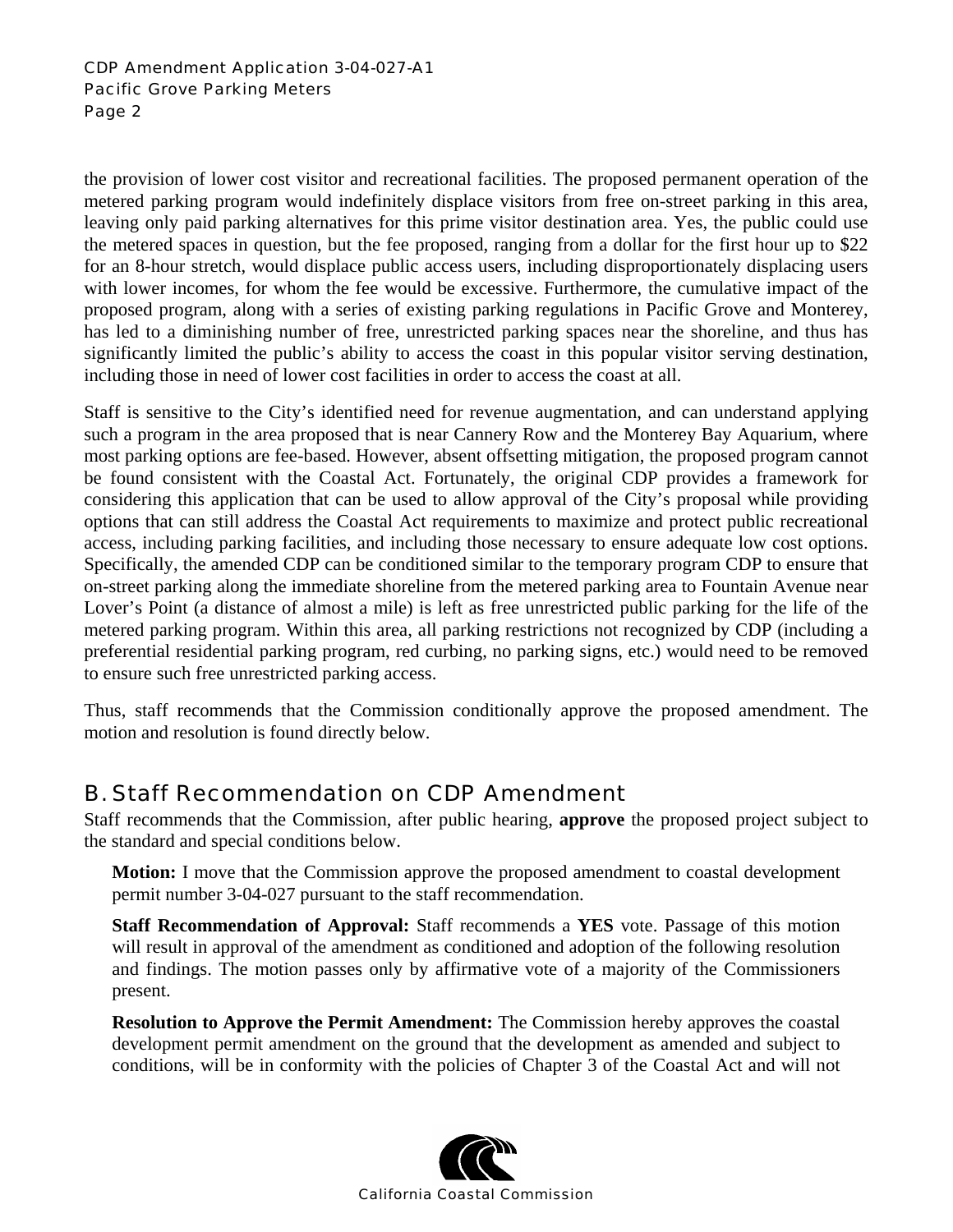the provision of lower cost visitor and recreational facilities. The proposed permanent operation of the metered parking program would indefinitely displace visitors from free on-street parking in this area, leaving only paid parking alternatives for this prime visitor destination area. Yes, the public could use the metered spaces in question, but the fee proposed, ranging from a dollar for the first hour up to $22 for an 8-hour stretch, would displace public access users, including disproportionately displacing users with lower incomes, for whom the fee would be excessive. Furthermore, the cumulative impact of the proposed program, along with a series of existing parking regulations in Pacific Grove and Monterey, has led to a diminishing number of free, unrestricted parking spaces near the shoreline, and thus has significantly limited the public's ability to access the coast in this popular visitor serving destination, including those in need of lower cost facilities in order to access the coast at all.

Staff is sensitive to the City's identified need for revenue augmentation, and can understand applying such a program in the area proposed that is near Cannery Row and the Monterey Bay Aquarium, where most parking options are fee-based. However, absent offsetting mitigation, the proposed program cannot be found consistent with the Coastal Act. Fortunately, the original CDP provides a framework for considering this application that can be used to allow approval of the City's proposal while providing options that can still address the Coastal Act requirements to maximize and protect public recreational access, including parking facilities, and including those necessary to ensure adequate low cost options. Specifically, the amended CDP can be conditioned similar to the temporary program CDP to ensure that on-street parking along the immediate shoreline from the metered parking area to Fountain Avenue near Lover's Point (a distance of almost a mile) is left as free unrestricted public parking for the life of the metered parking program. Within this area, all parking restrictions not recognized by CDP (including a preferential residential parking program, red curbing, no parking signs, etc.) would need to be removed to ensure such free unrestricted parking access.

Thus, staff recommends that the Commission conditionally approve the proposed amendment. The motion and resolution is found directly below.

## B. Staff Recommendation on CDP Amendment

Staff recommends that the Commission, after public hearing, **approve** the proposed project subject to the standard and special conditions below.

**Motion:** I move that the Commission approve the proposed amendment to coastal development permit number 3-04-027 pursuant to the staff recommendation.

**Staff Recommendation of Approval:** Staff recommends a **YES** vote. Passage of this motion will result in approval of the amendment as conditioned and adoption of the following resolution and findings. The motion passes only by affirmative vote of a majority of the Commissioners present.

**Resolution to Approve the Permit Amendment:** The Commission hereby approves the coastal development permit amendment on the ground that the development as amended and subject to conditions, will be in conformity with the policies of Chapter 3 of the Coastal Act and will not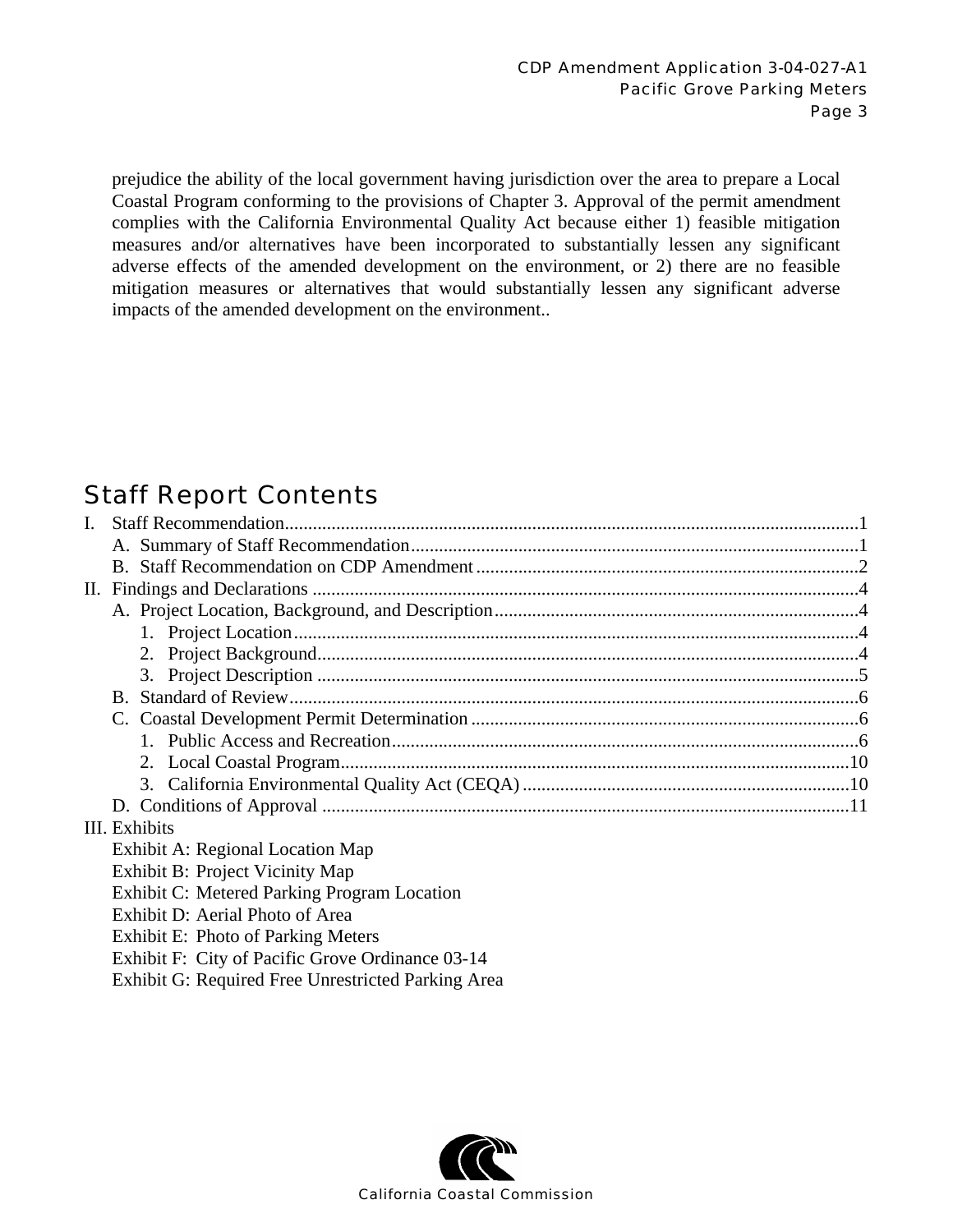prejudice the ability of the local government having jurisdiction over the area to prepare a Local Coastal Program conforming to the provisions of Chapter 3. Approval of the permit amendment complies with the California Environmental Quality Act because either 1) feasible mitigation measures and/or alternatives have been incorporated to substantially lessen any significant adverse effects of the amended development on the environment, or 2) there are no feasible mitigation measures or alternatives that would substantially lessen any significant adverse impacts of the amended development on the environment..

## Staff Report Contents

I. Staff Recommendation..........................................................................................................................1
   A. Summary of Staff Recommendation................................................................................................1
   B. Staff Recommendation on CDP Amendment..................................................................................2
II. Findings and Declarations ....................................................................................................................4
   A. Project Location, Background, and Description..............................................................................4
      1. Project Location.........................................................................................................................4
      2. Project Background....................................................................................................................4
      3. Project Description ....................................................................................................................5
   B. Standard of Review..........................................................................................................................6
   C. Coastal Development Permit Determination ...................................................................................6
      1. Public Access and Recreation....................................................................................................6
      2. Local Coastal Program.............................................................................................................10
      3. California Environmental Quality Act (CEQA) ......................................................................10
   D. Conditions of Approval .................................................................................................................11
III. Exhibits
   Exhibit A: Regional Location Map
   Exhibit B: Project Vicinity Map
   Exhibit C: Metered Parking Program Location
   Exhibit D: Aerial Photo of Area
   Exhibit E: Photo of Parking Meters
   Exhibit F: City of Pacific Grove Ordinance 03-14
   Exhibit G: Required Free Unrestricted Parking Area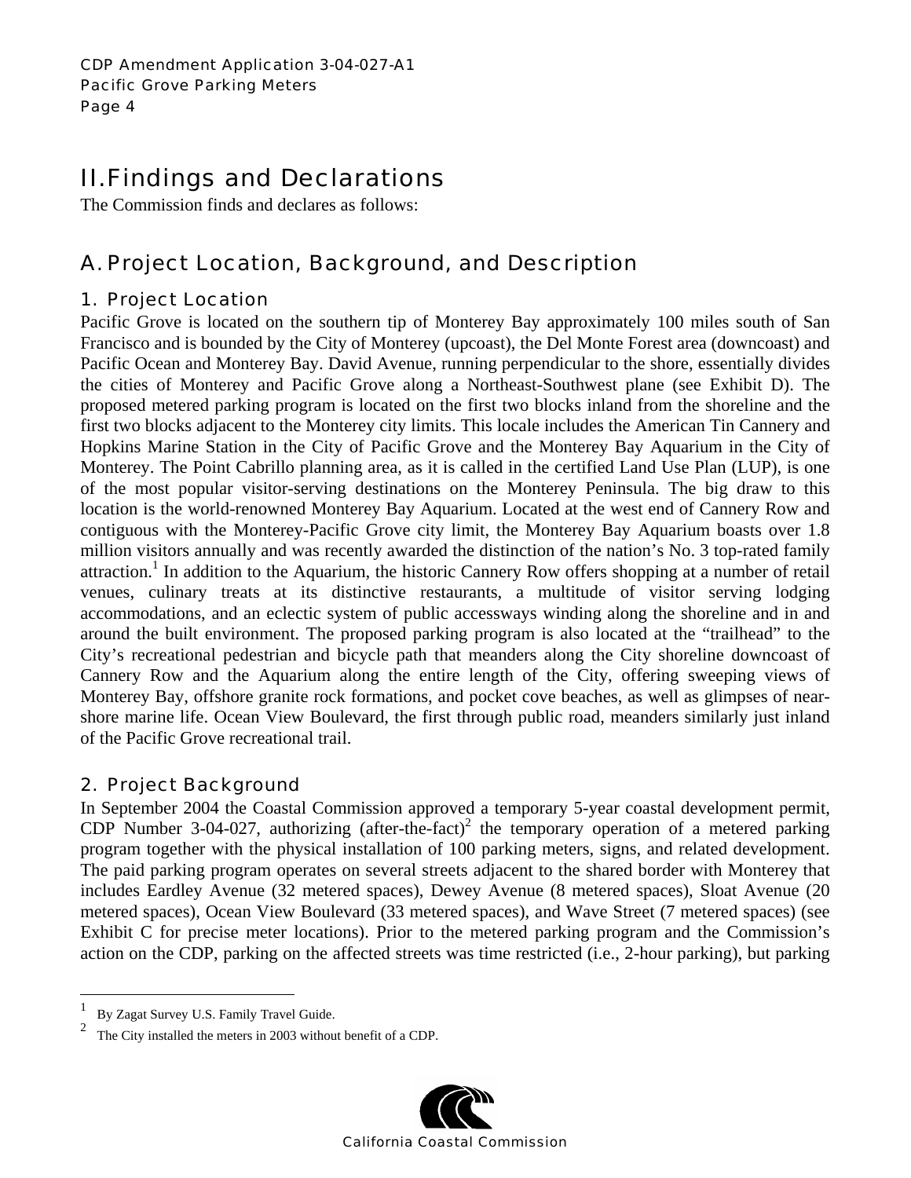## II. Findings and Declarations

The Commission finds and declares as follows:

## A. Project Location, Background, and Description

### 1. Project Location

Pacific Grove is located on the southern tip of Monterey Bay approximately 100 miles south of San Francisco and is bounded by the City of Monterey (upcoast), the Del Monte Forest area (downcoast) and Pacific Ocean and Monterey Bay. David Avenue, running perpendicular to the shore, essentially divides the cities of Monterey and Pacific Grove along a Northeast-Southwest plane (see Exhibit D). The proposed metered parking program is located on the first two blocks inland from the shoreline and the first two blocks adjacent to the Monterey city limits. This locale includes the American Tin Cannery and Hopkins Marine Station in the City of Pacific Grove and the Monterey Bay Aquarium in the City of Monterey. The Point Cabrillo planning area, as it is called in the certified Land Use Plan (LUP), is one of the most popular visitor-serving destinations on the Monterey Peninsula. The big draw to this location is the world-renowned Monterey Bay Aquarium. Located at the west end of Cannery Row and contiguous with the Monterey-Pacific Grove city limit, the Monterey Bay Aquarium boasts over 1.8 million visitors annually and was recently awarded the distinction of the nation's No. 3 top-rated family attraction.[1] In addition to the Aquarium, the historic Cannery Row offers shopping at a number of retail venues, culinary treats at its distinctive restaurants, a multitude of visitor serving lodging accommodations, and an eclectic system of public accessways winding along the shoreline and in and around the built environment. The proposed parking program is also located at the "trailhead" to the City's recreational pedestrian and bicycle path that meanders along the City shoreline downcoast of Cannery Row and the Aquarium along the entire length of the City, offering sweeping views of Monterey Bay, offshore granite rock formations, and pocket cove beaches, as well as glimpses of near-shore marine life. Ocean View Boulevard, the first through public road, meanders similarly just inland of the Pacific Grove recreational trail.

### 2. Project Background

In September 2004 the Coastal Commission approved a temporary 5-year coastal development permit, CDP Number 3-04-027, authorizing (after-the-fact)[2] the temporary operation of a metered parking program together with the physical installation of 100 parking meters, signs, and related development. The paid parking program operates on several streets adjacent to the shared border with Monterey that includes Eardley Avenue (32 metered spaces), Dewey Avenue (8 metered spaces), Sloat Avenue (20 metered spaces), Ocean View Boulevard (33 metered spaces), and Wave Street (7 metered spaces) (see Exhibit C for precise meter locations). Prior to the metered parking program and the Commission's action on the CDP, parking on the affected streets was time restricted (i.e., 2-hour parking), but parking

---

[1] By Zagat Survey U.S. Family Travel Guide.

[2] The City installed the meters in 2003 without benefit of a CDP.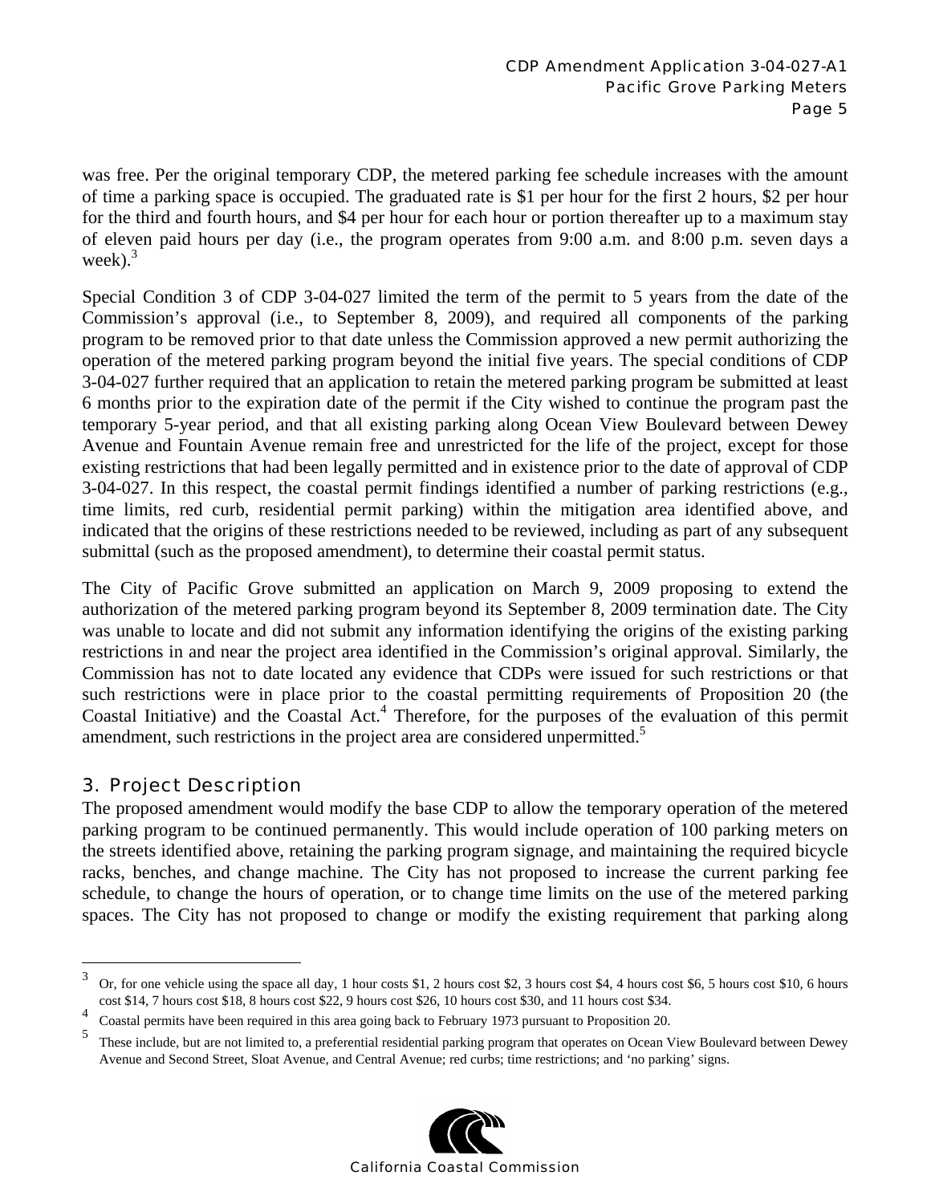was free. Per the original temporary CDP, the metered parking fee schedule increases with the amount of time a parking space is occupied. The graduated rate is $1 per hour for the first 2 hours, $2 per hour for the third and fourth hours, and $4 per hour for each hour or portion thereafter up to a maximum stay of eleven paid hours per day (i.e., the program operates from 9:00 a.m. and 8:00 p.m. seven days a week).[3]

Special Condition 3 of CDP 3-04-027 limited the term of the permit to 5 years from the date of the Commission's approval (i.e., to September 8, 2009), and required all components of the parking program to be removed prior to that date unless the Commission approved a new permit authorizing the operation of the metered parking program beyond the initial five years. The special conditions of CDP 3-04-027 further required that an application to retain the metered parking program be submitted at least 6 months prior to the expiration date of the permit if the City wished to continue the program past the temporary 5-year period, and that all existing parking along Ocean View Boulevard between Dewey Avenue and Fountain Avenue remain free and unrestricted for the life of the project, except for those existing restrictions that had been legally permitted and in existence prior to the date of approval of CDP 3-04-027. In this respect, the coastal permit findings identified a number of parking restrictions (e.g., time limits, red curb, residential permit parking) within the mitigation area identified above, and indicated that the origins of these restrictions needed to be reviewed, including as part of any subsequent submittal (such as the proposed amendment), to determine their coastal permit status.

The City of Pacific Grove submitted an application on March 9, 2009 proposing to extend the authorization of the metered parking program beyond its September 8, 2009 termination date. The City was unable to locate and did not submit any information identifying the origins of the existing parking restrictions in and near the project area identified in the Commission's original approval. Similarly, the Commission has not to date located any evidence that CDPs were issued for such restrictions or that such restrictions were in place prior to the coastal permitting requirements of Proposition 20 (the Coastal Initiative) and the Coastal Act.[4] Therefore, for the purposes of the evaluation of this permit amendment, such restrictions in the project area are considered unpermitted.[5]

## 3. Project Description

The proposed amendment would modify the base CDP to allow the temporary operation of the metered parking program to be continued permanently. This would include operation of 100 parking meters on the streets identified above, retaining the parking program signage, and maintaining the required bicycle racks, benches, and change machine. The City has not proposed to increase the current parking fee schedule, to change the hours of operation, or to change time limits on the use of the metered parking spaces. The City has not proposed to change or modify the existing requirement that parking along

---

[3] Or, for one vehicle using the space all day, 1 hour costs $1, 2 hours cost $2, 3 hours cost $4, 4 hours cost $6, 5 hours cost $10, 6 hours cost $14, 7 hours cost $18, 8 hours cost $22, 9 hours cost $26, 10 hours cost $30, and 11 hours cost $34.

[4] Coastal permits have been required in this area going back to February 1973 pursuant to Proposition 20.

[5] These include, but are not limited to, a preferential residential parking program that operates on Ocean View Boulevard between Dewey Avenue and Second Street, Sloat Avenue, and Central Avenue; red curbs; time restrictions; and 'no parking' signs.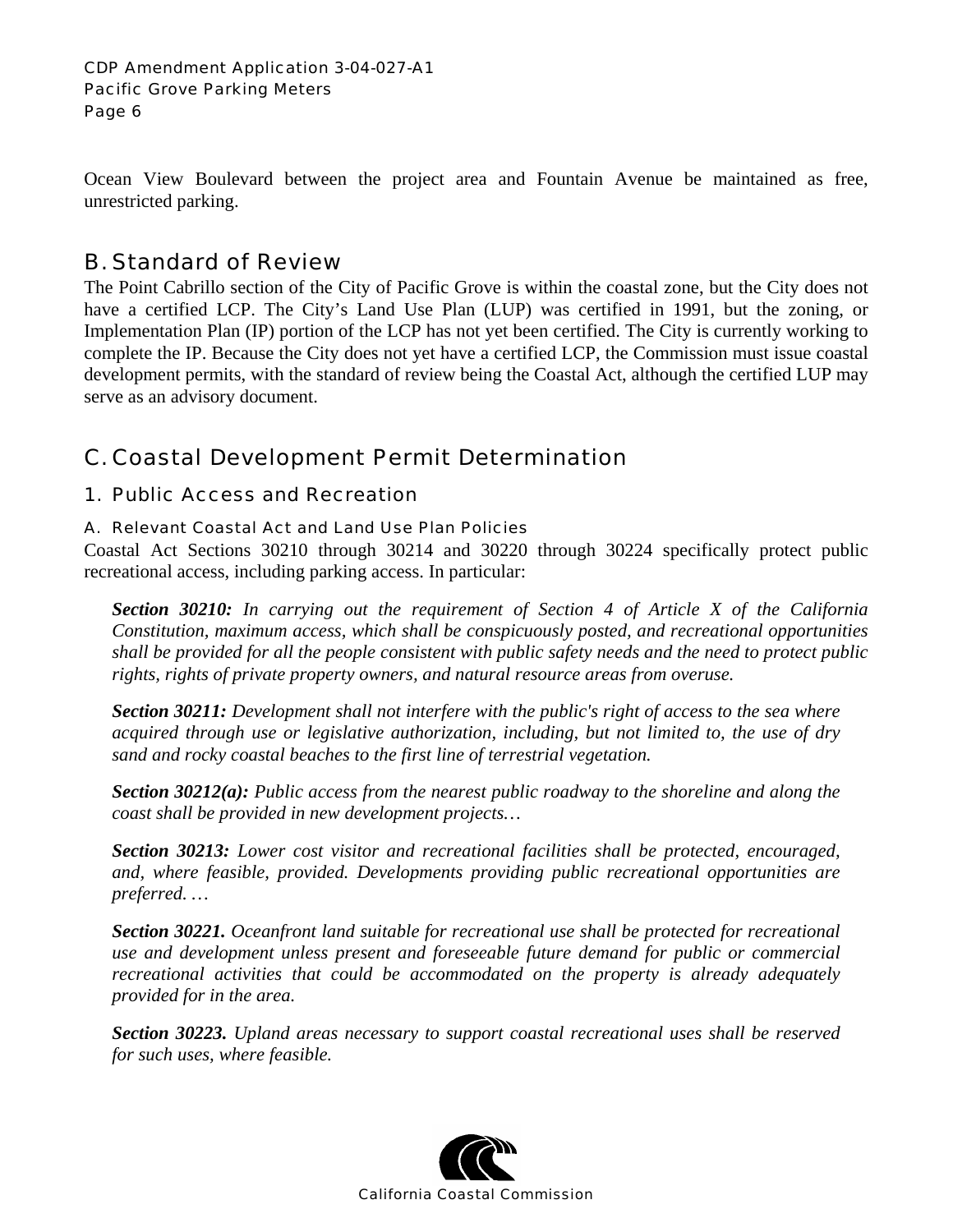Ocean View Boulevard between the project area and Fountain Avenue be maintained as free, unrestricted parking.

## B. Standard of Review

The Point Cabrillo section of the City of Pacific Grove is within the coastal zone, but the City does not have a certified LCP. The City's Land Use Plan (LUP) was certified in 1991, but the zoning, or Implementation Plan (IP) portion of the LCP has not yet been certified. The City is currently working to complete the IP. Because the City does not yet have a certified LCP, the Commission must issue coastal development permits, with the standard of review being the Coastal Act, although the certified LUP may serve as an advisory document.

## C. Coastal Development Permit Determination

### 1. Public Access and Recreation

#### A. Relevant Coastal Act and Land Use Plan Policies

Coastal Act Sections 30210 through 30214 and 30220 through 30224 specifically protect public recreational access, including parking access. In particular:

> ***Section 30210:*** *In carrying out the requirement of Section 4 of Article X of the California Constitution, maximum access, which shall be conspicuously posted, and recreational opportunities shall be provided for all the people consistent with public safety needs and the need to protect public rights, rights of private property owners, and natural resource areas from overuse.*
>
> ***Section 30211:*** *Development shall not interfere with the public's right of access to the sea where acquired through use or legislative authorization, including, but not limited to, the use of dry sand and rocky coastal beaches to the first line of terrestrial vegetation.*
>
> ***Section 30212(a):*** *Public access from the nearest public roadway to the shoreline and along the coast shall be provided in new development projects…*
>
> ***Section 30213:*** *Lower cost visitor and recreational facilities shall be protected, encouraged, and, where feasible, provided. Developments providing public recreational opportunities are preferred. …*
>
> ***Section 30221.*** *Oceanfront land suitable for recreational use shall be protected for recreational use and development unless present and foreseeable future demand for public or commercial recreational activities that could be accommodated on the property is already adequately provided for in the area.*
>
> ***Section 30223.*** *Upland areas necessary to support coastal recreational uses shall be reserved for such uses, where feasible.*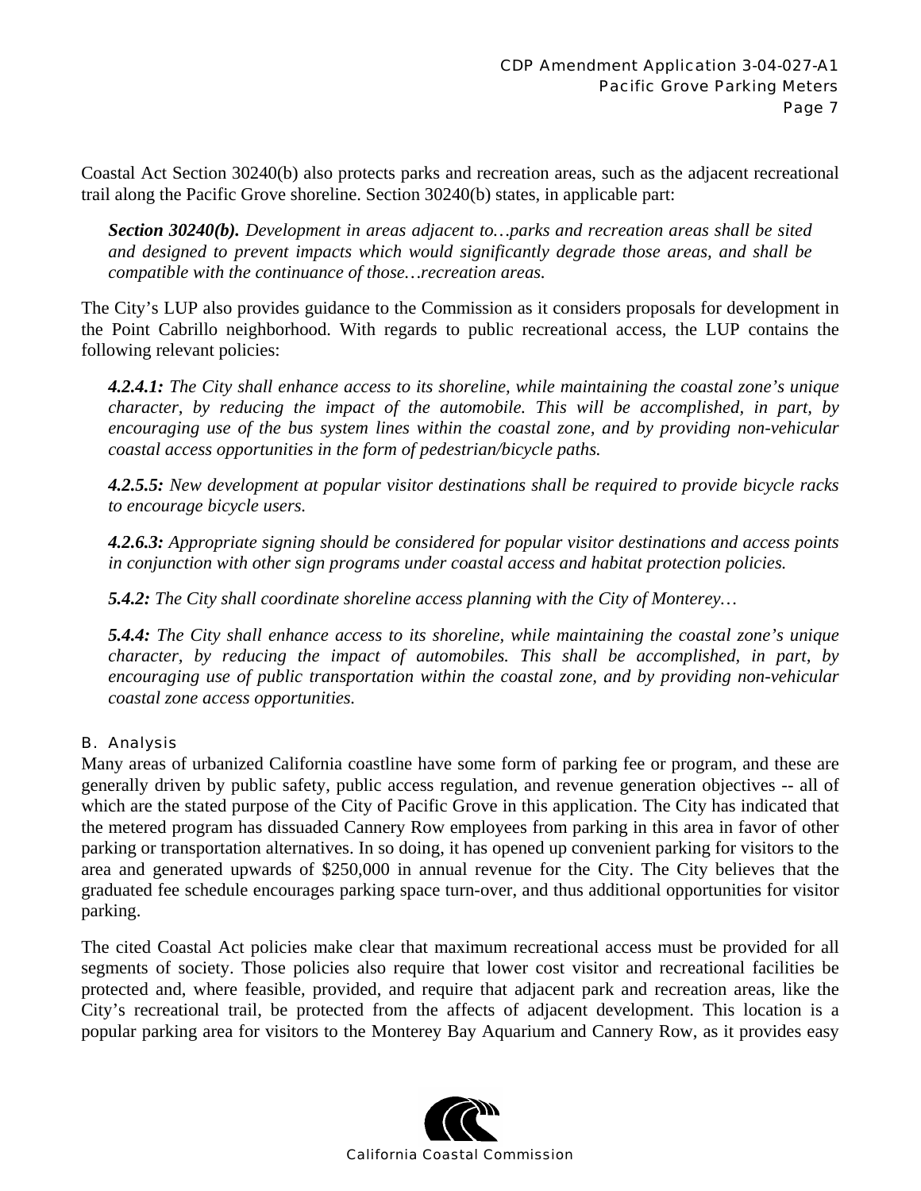Coastal Act Section 30240(b) also protects parks and recreation areas, such as the adjacent recreational trail along the Pacific Grove shoreline. Section 30240(b) states, in applicable part:

> ***Section 30240(b).*** *Development in areas adjacent to…parks and recreation areas shall be sited and designed to prevent impacts which would significantly degrade those areas, and shall be compatible with the continuance of those…recreation areas.*

The City's LUP also provides guidance to the Commission as it considers proposals for development in the Point Cabrillo neighborhood. With regards to public recreational access, the LUP contains the following relevant policies:

> ***4.2.4.1:*** *The City shall enhance access to its shoreline, while maintaining the coastal zone's unique character, by reducing the impact of the automobile. This will be accomplished, in part, by encouraging use of the bus system lines within the coastal zone, and by providing non-vehicular coastal access opportunities in the form of pedestrian/bicycle paths.*
>
> ***4.2.5.5:*** *New development at popular visitor destinations shall be required to provide bicycle racks to encourage bicycle users.*
>
> ***4.2.6.3:*** *Appropriate signing should be considered for popular visitor destinations and access points in conjunction with other sign programs under coastal access and habitat protection policies.*
>
> ***5.4.2:*** *The City shall coordinate shoreline access planning with the City of Monterey…*
>
> ***5.4.4:*** *The City shall enhance access to its shoreline, while maintaining the coastal zone's unique character, by reducing the impact of automobiles. This shall be accomplished, in part, by encouraging use of public transportation within the coastal zone, and by providing non-vehicular coastal zone access opportunities.*

### B. Analysis

Many areas of urbanized California coastline have some form of parking fee or program, and these are generally driven by public safety, public access regulation, and revenue generation objectives -- all of which are the stated purpose of the City of Pacific Grove in this application. The City has indicated that the metered program has dissuaded Cannery Row employees from parking in this area in favor of other parking or transportation alternatives. In so doing, it has opened up convenient parking for visitors to the area and generated upwards of $250,000 in annual revenue for the City. The City believes that the graduated fee schedule encourages parking space turn-over, and thus additional opportunities for visitor parking.

The cited Coastal Act policies make clear that maximum recreational access must be provided for all segments of society. Those policies also require that lower cost visitor and recreational facilities be protected and, where feasible, provided, and require that adjacent park and recreation areas, like the City's recreational trail, be protected from the affects of adjacent development. This location is a popular parking area for visitors to the Monterey Bay Aquarium and Cannery Row, as it provides easy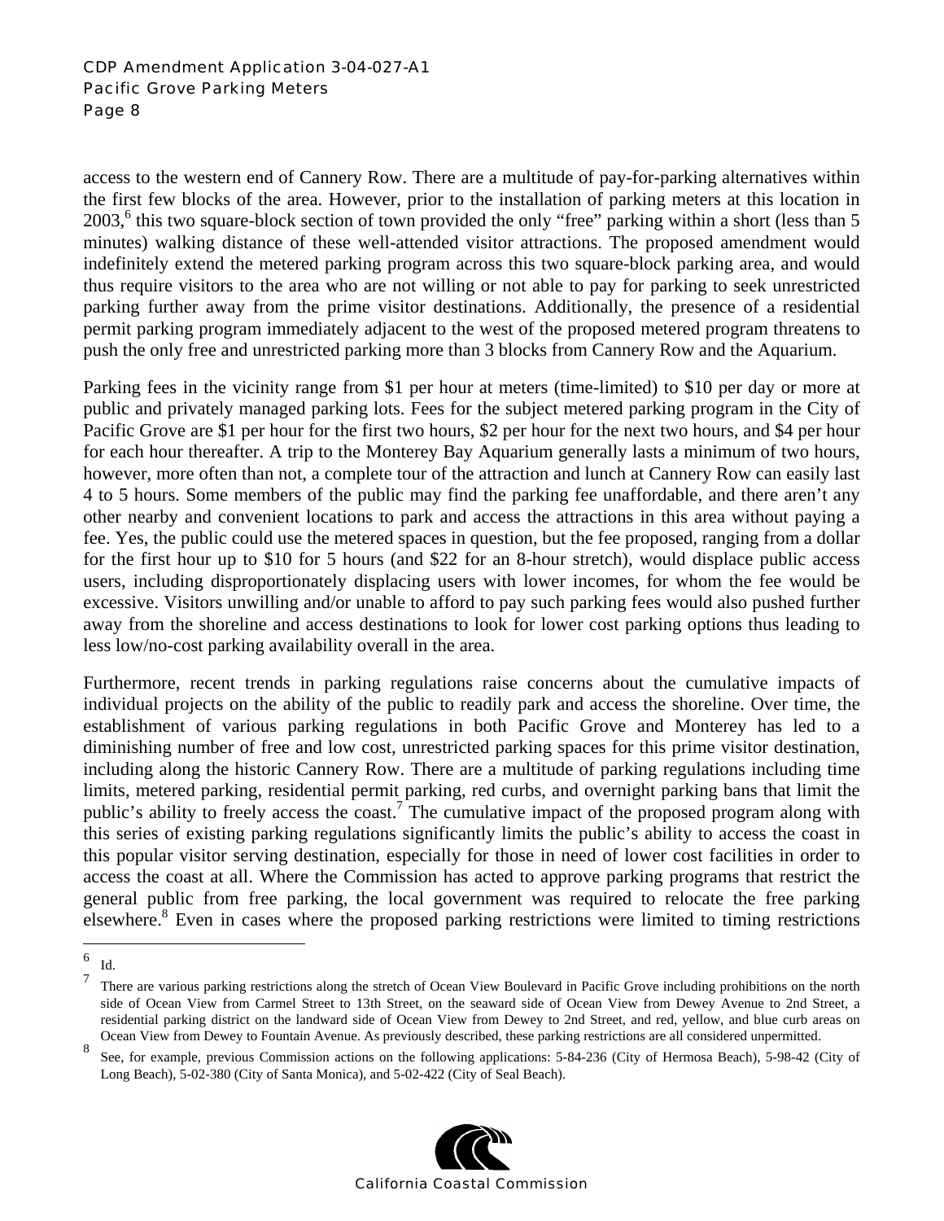access to the western end of Cannery Row. There are a multitude of pay-for-parking alternatives within the first few blocks of the area. However, prior to the installation of parking meters at this location in 2003,[6] this two square-block section of town provided the only "free" parking within a short (less than 5 minutes) walking distance of these well-attended visitor attractions. The proposed amendment would indefinitely extend the metered parking program across this two square-block parking area, and would thus require visitors to the area who are not willing or not able to pay for parking to seek unrestricted parking further away from the prime visitor destinations. Additionally, the presence of a residential permit parking program immediately adjacent to the west of the proposed metered program threatens to push the only free and unrestricted parking more than 3 blocks from Cannery Row and the Aquarium.

Parking fees in the vicinity range from $1 per hour at meters (time-limited) to $10 per day or more at public and privately managed parking lots. Fees for the subject metered parking program in the City of Pacific Grove are $1 per hour for the first two hours, $2 per hour for the next two hours, and $4 per hour for each hour thereafter. A trip to the Monterey Bay Aquarium generally lasts a minimum of two hours, however, more often than not, a complete tour of the attraction and lunch at Cannery Row can easily last 4 to 5 hours. Some members of the public may find the parking fee unaffordable, and there aren't any other nearby and convenient locations to park and access the attractions in this area without paying a fee. Yes, the public could use the metered spaces in question, but the fee proposed, ranging from a dollar for the first hour up to $10 for 5 hours (and $22 for an 8-hour stretch), would displace public access users, including disproportionately displacing users with lower incomes, for whom the fee would be excessive. Visitors unwilling and/or unable to afford to pay such parking fees would also pushed further away from the shoreline and access destinations to look for lower cost parking options thus leading to less low/no-cost parking availability overall in the area.

Furthermore, recent trends in parking regulations raise concerns about the cumulative impacts of individual projects on the ability of the public to readily park and access the shoreline. Over time, the establishment of various parking regulations in both Pacific Grove and Monterey has led to a diminishing number of free and low cost, unrestricted parking spaces for this prime visitor destination, including along the historic Cannery Row. There are a multitude of parking regulations including time limits, metered parking, residential permit parking, red curbs, and overnight parking bans that limit the public's ability to freely access the coast.[7] The cumulative impact of the proposed program along with this series of existing parking regulations significantly limits the public's ability to access the coast in this popular visitor serving destination, especially for those in need of lower cost facilities in order to access the coast at all. Where the Commission has acted to approve parking programs that restrict the general public from free parking, the local government was required to relocate the free parking elsewhere.[8] Even in cases where the proposed parking restrictions were limited to timing restrictions

---

[6] Id.

[7] There are various parking restrictions along the stretch of Ocean View Boulevard in Pacific Grove including prohibitions on the north side of Ocean View from Carmel Street to 13th Street, on the seaward side of Ocean View from Dewey Avenue to 2nd Street, a residential parking district on the landward side of Ocean View from Dewey to 2nd Street, and red, yellow, and blue curb areas on Ocean View from Dewey to Fountain Avenue. As previously described, these parking restrictions are all considered unpermitted.

[8] See, for example, previous Commission actions on the following applications: 5-84-236 (City of Hermosa Beach), 5-98-42 (City of Long Beach), 5-02-380 (City of Santa Monica), and 5-02-422 (City of Seal Beach).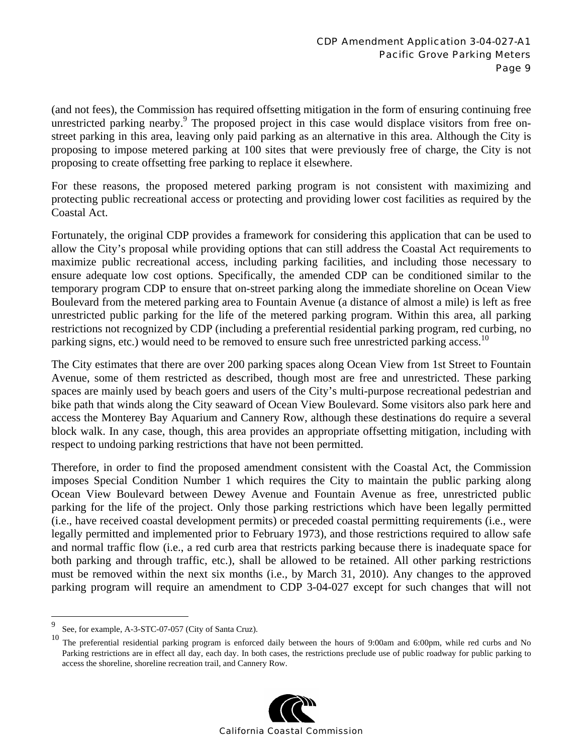(and not fees), the Commission has required offsetting mitigation in the form of ensuring continuing free unrestricted parking nearby.[9] The proposed project in this case would displace visitors from free on-street parking in this area, leaving only paid parking as an alternative in this area. Although the City is proposing to impose metered parking at 100 sites that were previously free of charge, the City is not proposing to create offsetting free parking to replace it elsewhere.

For these reasons, the proposed metered parking program is not consistent with maximizing and protecting public recreational access or protecting and providing lower cost facilities as required by the Coastal Act.

Fortunately, the original CDP provides a framework for considering this application that can be used to allow the City's proposal while providing options that can still address the Coastal Act requirements to maximize public recreational access, including parking facilities, and including those necessary to ensure adequate low cost options. Specifically, the amended CDP can be conditioned similar to the temporary program CDP to ensure that on-street parking along the immediate shoreline on Ocean View Boulevard from the metered parking area to Fountain Avenue (a distance of almost a mile) is left as free unrestricted public parking for the life of the metered parking program. Within this area, all parking restrictions not recognized by CDP (including a preferential residential parking program, red curbing, no parking signs, etc.) would need to be removed to ensure such free unrestricted parking access.[10]

The City estimates that there are over 200 parking spaces along Ocean View from 1st Street to Fountain Avenue, some of them restricted as described, though most are free and unrestricted. These parking spaces are mainly used by beach goers and users of the City's multi-purpose recreational pedestrian and bike path that winds along the City seaward of Ocean View Boulevard. Some visitors also park here and access the Monterey Bay Aquarium and Cannery Row, although these destinations do require a several block walk. In any case, though, this area provides an appropriate offsetting mitigation, including with respect to undoing parking restrictions that have not been permitted.

Therefore, in order to find the proposed amendment consistent with the Coastal Act, the Commission imposes Special Condition Number 1 which requires the City to maintain the public parking along Ocean View Boulevard between Dewey Avenue and Fountain Avenue as free, unrestricted public parking for the life of the project. Only those parking restrictions which have been legally permitted (i.e., have received coastal development permits) or preceded coastal permitting requirements (i.e., were legally permitted and implemented prior to February 1973), and those restrictions required to allow safe and normal traffic flow (i.e., a red curb area that restricts parking because there is inadequate space for both parking and through traffic, etc.), shall be allowed to be retained. All other parking restrictions must be removed within the next six months (i.e., by March 31, 2010). Any changes to the approved parking program will require an amendment to CDP 3-04-027 except for such changes that will not

---

[9] See, for example, A-3-STC-07-057 (City of Santa Cruz).

[10] The preferential residential parking program is enforced daily between the hours of 9:00am and 6:00pm, while red curbs and No Parking restrictions are in effect all day, each day. In both cases, the restrictions preclude use of public roadway for public parking to access the shoreline, shoreline recreation trail, and Cannery Row.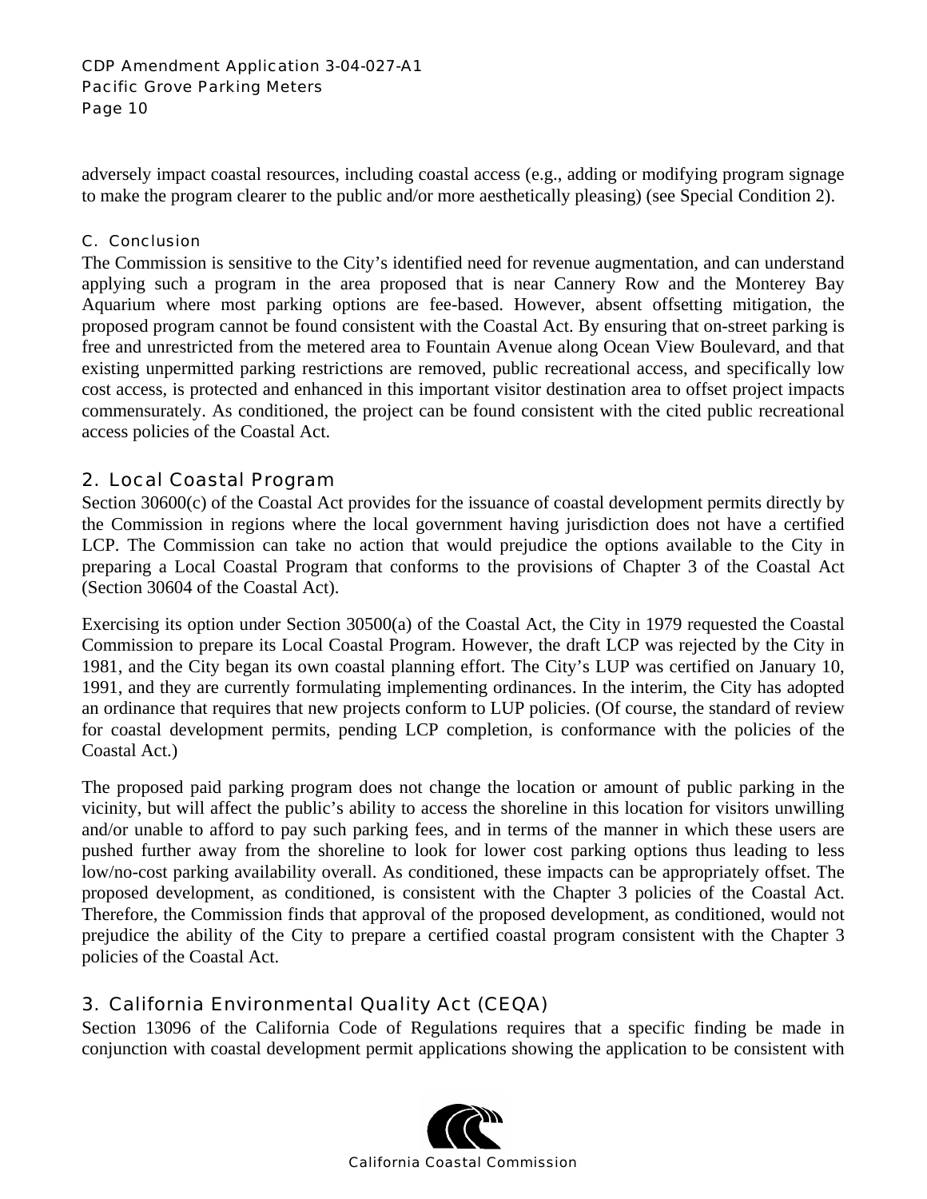adversely impact coastal resources, including coastal access (e.g., adding or modifying program signage to make the program clearer to the public and/or more aesthetically pleasing) (see Special Condition 2).

#### C. Conclusion

The Commission is sensitive to the City's identified need for revenue augmentation, and can understand applying such a program in the area proposed that is near Cannery Row and the Monterey Bay Aquarium where most parking options are fee-based. However, absent offsetting mitigation, the proposed program cannot be found consistent with the Coastal Act. By ensuring that on-street parking is free and unrestricted from the metered area to Fountain Avenue along Ocean View Boulevard, and that existing unpermitted parking restrictions are removed, public recreational access, and specifically low cost access, is protected and enhanced in this important visitor destination area to offset project impacts commensurately. As conditioned, the project can be found consistent with the cited public recreational access policies of the Coastal Act.

### 2. Local Coastal Program

Section 30600(c) of the Coastal Act provides for the issuance of coastal development permits directly by the Commission in regions where the local government having jurisdiction does not have a certified LCP. The Commission can take no action that would prejudice the options available to the City in preparing a Local Coastal Program that conforms to the provisions of Chapter 3 of the Coastal Act (Section 30604 of the Coastal Act).

Exercising its option under Section 30500(a) of the Coastal Act, the City in 1979 requested the Coastal Commission to prepare its Local Coastal Program. However, the draft LCP was rejected by the City in 1981, and the City began its own coastal planning effort. The City's LUP was certified on January 10, 1991, and they are currently formulating implementing ordinances. In the interim, the City has adopted an ordinance that requires that new projects conform to LUP policies. (Of course, the standard of review for coastal development permits, pending LCP completion, is conformance with the policies of the Coastal Act.)

The proposed paid parking program does not change the location or amount of public parking in the vicinity, but will affect the public's ability to access the shoreline in this location for visitors unwilling and/or unable to afford to pay such parking fees, and in terms of the manner in which these users are pushed further away from the shoreline to look for lower cost parking options thus leading to less low/no-cost parking availability overall. As conditioned, these impacts can be appropriately offset. The proposed development, as conditioned, is consistent with the Chapter 3 policies of the Coastal Act. Therefore, the Commission finds that approval of the proposed development, as conditioned, would not prejudice the ability of the City to prepare a certified coastal program consistent with the Chapter 3 policies of the Coastal Act.

### 3. California Environmental Quality Act (CEQA)

Section 13096 of the California Code of Regulations requires that a specific finding be made in conjunction with coastal development permit applications showing the application to be consistent with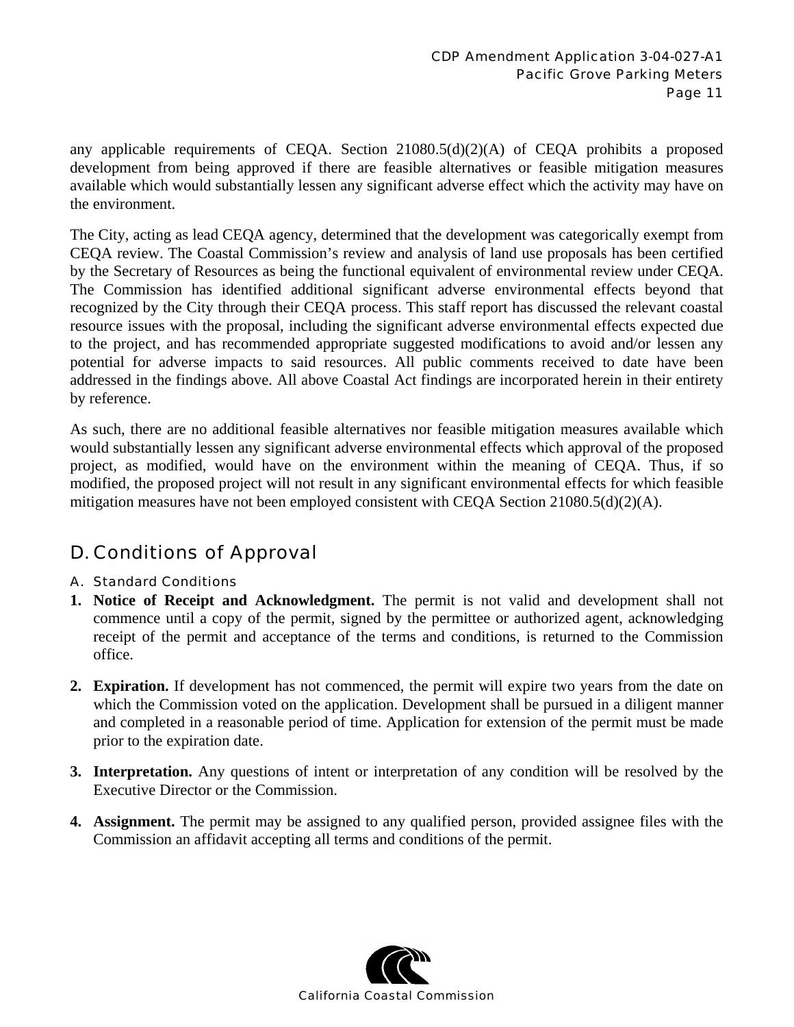any applicable requirements of CEQA. Section 21080.5(d)(2)(A) of CEQA prohibits a proposed development from being approved if there are feasible alternatives or feasible mitigation measures available which would substantially lessen any significant adverse effect which the activity may have on the environment.

The City, acting as lead CEQA agency, determined that the development was categorically exempt from CEQA review. The Coastal Commission's review and analysis of land use proposals has been certified by the Secretary of Resources as being the functional equivalent of environmental review under CEQA. The Commission has identified additional significant adverse environmental effects beyond that recognized by the City through their CEQA process. This staff report has discussed the relevant coastal resource issues with the proposal, including the significant adverse environmental effects expected due to the project, and has recommended appropriate suggested modifications to avoid and/or lessen any potential for adverse impacts to said resources. All public comments received to date have been addressed in the findings above. All above Coastal Act findings are incorporated herein in their entirety by reference.

As such, there are no additional feasible alternatives nor feasible mitigation measures available which would substantially lessen any significant adverse environmental effects which approval of the proposed project, as modified, would have on the environment within the meaning of CEQA. Thus, if so modified, the proposed project will not result in any significant environmental effects for which feasible mitigation measures have not been employed consistent with CEQA Section 21080.5(d)(2)(A).

## D. Conditions of Approval

### A. Standard Conditions

1. **Notice of Receipt and Acknowledgment.** The permit is not valid and development shall not commence until a copy of the permit, signed by the permittee or authorized agent, acknowledging receipt of the permit and acceptance of the terms and conditions, is returned to the Commission office.

2. **Expiration.** If development has not commenced, the permit will expire two years from the date on which the Commission voted on the application. Development shall be pursued in a diligent manner and completed in a reasonable period of time. Application for extension of the permit must be made prior to the expiration date.

3. **Interpretation.** Any questions of intent or interpretation of any condition will be resolved by the Executive Director or the Commission.

4. **Assignment.** The permit may be assigned to any qualified person, provided assignee files with the Commission an affidavit accepting all terms and conditions of the permit.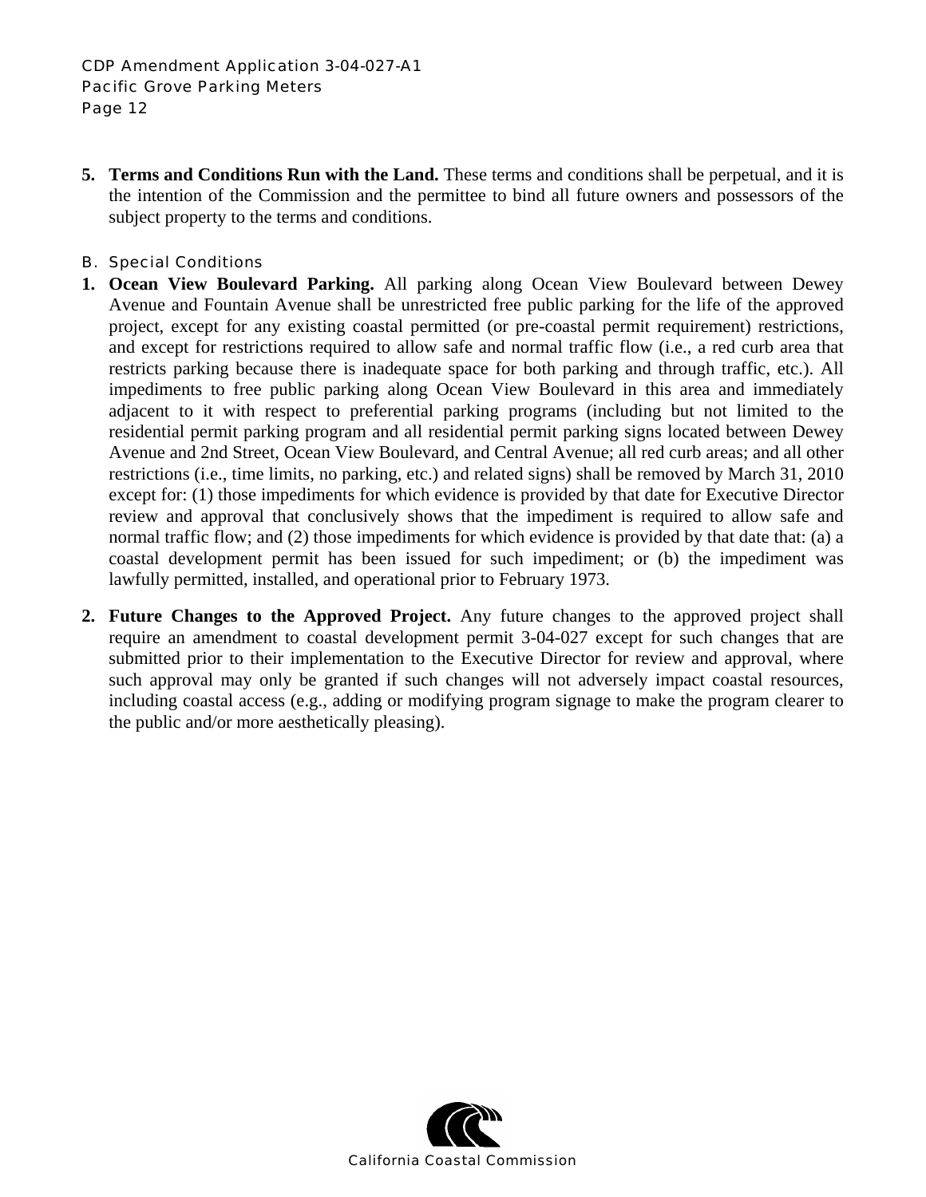5. **Terms and Conditions Run with the Land.** These terms and conditions shall be perpetual, and it is the intention of the Commission and the permittee to bind all future owners and possessors of the subject property to the terms and conditions.

## B. Special Conditions

1. **Ocean View Boulevard Parking.** All parking along Ocean View Boulevard between Dewey Avenue and Fountain Avenue shall be unrestricted free public parking for the life of the approved project, except for any existing coastal permitted (or pre-coastal permit requirement) restrictions, and except for restrictions required to allow safe and normal traffic flow (i.e., a red curb area that restricts parking because there is inadequate space for both parking and through traffic, etc.). All impediments to free public parking along Ocean View Boulevard in this area and immediately adjacent to it with respect to preferential parking programs (including but not limited to the residential permit parking program and all residential permit parking signs located between Dewey Avenue and 2nd Street, Ocean View Boulevard, and Central Avenue; all red curb areas; and all other restrictions (i.e., time limits, no parking, etc.) and related signs) shall be removed by March 31, 2010 except for: (1) those impediments for which evidence is provided by that date for Executive Director review and approval that conclusively shows that the impediment is required to allow safe and normal traffic flow; and (2) those impediments for which evidence is provided by that date that: (a) a coastal development permit has been issued for such impediment; or (b) the impediment was lawfully permitted, installed, and operational prior to February 1973.

2. **Future Changes to the Approved Project.** Any future changes to the approved project shall require an amendment to coastal development permit 3-04-027 except for such changes that are submitted prior to their implementation to the Executive Director for review and approval, where such approval may only be granted if such changes will not adversely impact coastal resources, including coastal access (e.g., adding or modifying program signage to make the program clearer to the public and/or more aesthetically pleasing).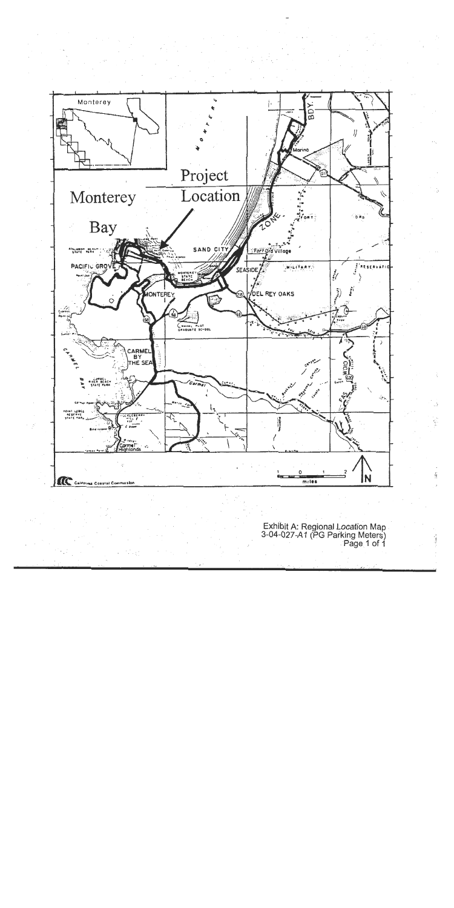Monterey

Project Location

Monterey Bay

PACIFIC GROVE

MONTEREY

SAND CITY

Fort Ord Village

SEASIDE

DEL REY OAKS

CARMEL BY THE SEA

Carmel Highlands

Marina

FORT ORD MILITARY RESERVATION

NAVAL POST GRADUATE SCHOOL

MONTEREY STATE BEACH

CARMEL RIVER BEACH STATE PARK

POINT LOBOS RESERVE STATE PARK

CARMEL BAY

Carmel

California Coastal Commission

miles

N

Exhibit A: Regional Location Map
3-04-027-A1 (PG Parking Meters)
Page 1 of 1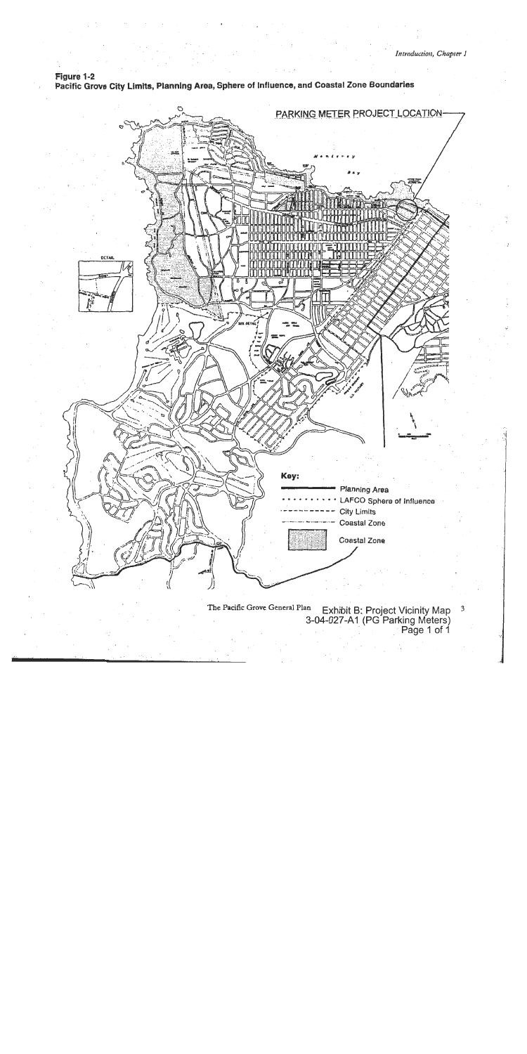**Figure 1-2**
**Pacific Grove City Limits, Planning Area, Sphere of Influence, and Coastal Zone Boundaries**

PARKING METER PROJECT LOCATION

Monterey Bay

DETAIL

**Key:**

- Planning Area
- LAFCO Sphere of Influence
- City Limits
- Coastal Zone
- Coastal Zone

The Pacific Grove General Plan

Exhibit B: Project Vicinity Map
3-04-027-A1 (PG Parking Meters)
Page 1 of 1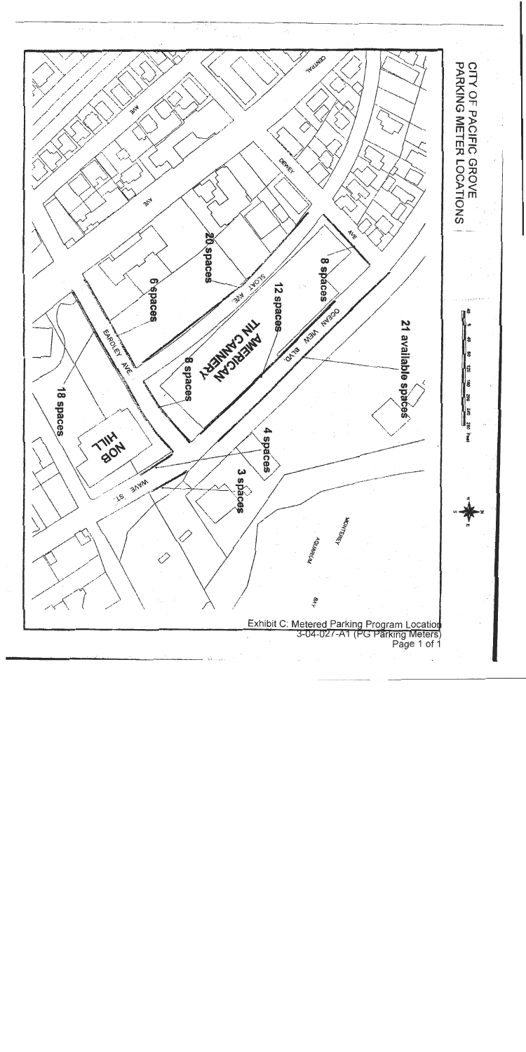# CITY OF PACIFIC GROVE
## PARKING METER LOCATIONS

21 available spaces

8 spaces

12 spaces

20 spaces

6 spaces

8 spaces

18 spaces

4 spaces

3 spaces

AMERICAN TIN CANNERY

NOB HILL

CENTRAL AVE

DEWEY AVE

SLOAT AVE

EARDLEY AVE.

OCEAN VIEW BLVD.

WAVE ST.

MONTEREY AQUARIUM

BAY

Exhibit C: Metered Parking Program Location
3-04-027-A1 (PG Parking Meters)
Page 1 of 1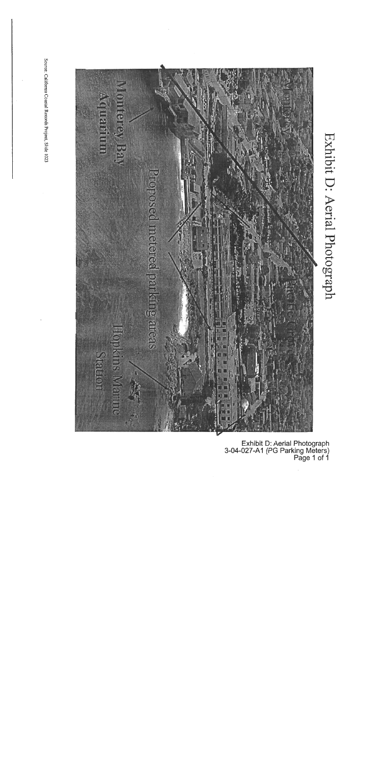# Exhibit D: Aerial Photograph

Monterey

Pacific Grove

Monterey Bay Aquarium

Proposed metered parking areas

Hopkins Marine Station

Source: California Coastal Records Project, Slide 1023

Exhibit D: Aerial Photograph
3-04-027-A1 (PG Parking Meters)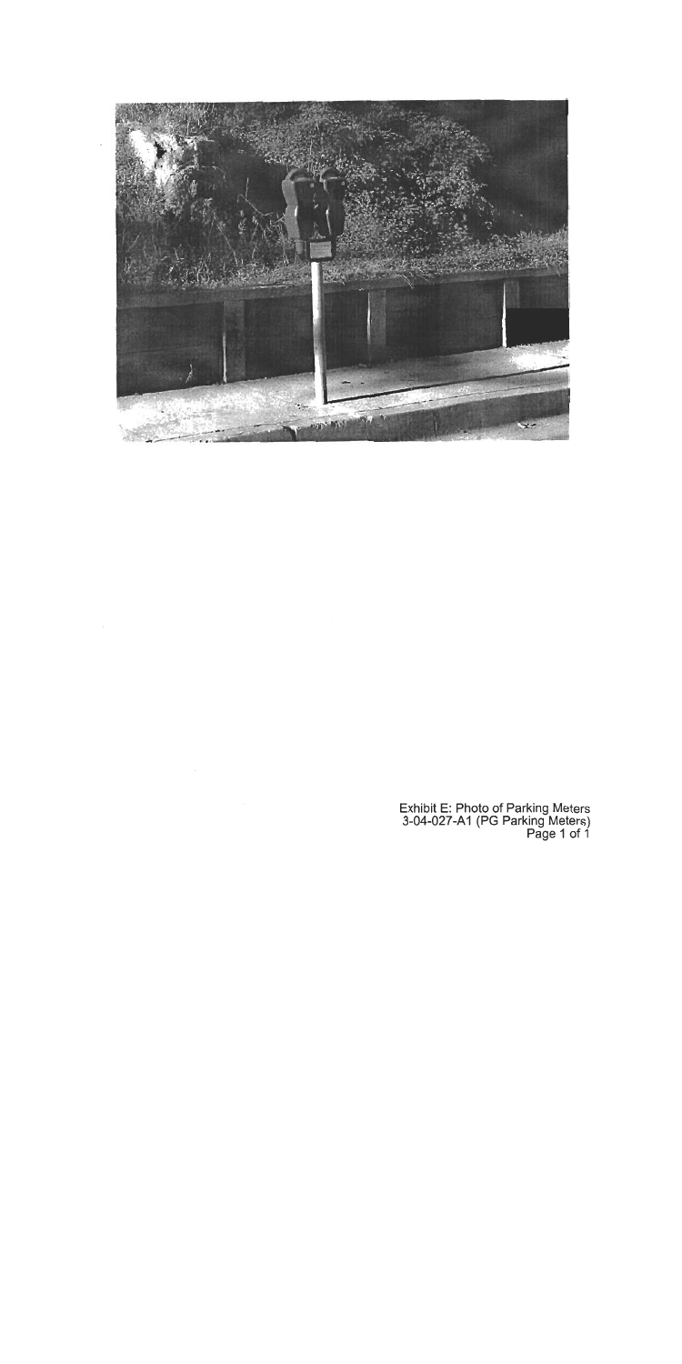Exhibit E: Photo of Parking Meters
3-04-027-A1 (PG Parking Meters)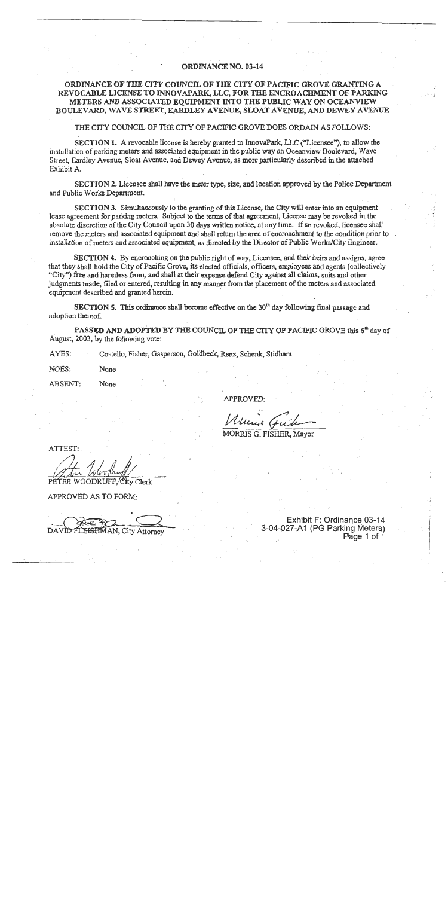# ORDINANCE NO. 03-14

## ORDINANCE OF THE CITY COUNCIL OF THE CITY OF PACIFIC GROVE GRANTING A REVOCABLE LICENSE TO INNOVAPARK, LLC, FOR THE ENCROACHMENT OF PARKING METERS AND ASSOCIATED EQUIPMENT INTO THE PUBLIC WAY ON OCEANVIEW BOULEVARD, WAVE STREET, EARDLEY AVENUE, SLOAT AVENUE, AND DEWEY AVENUE

THE CITY COUNCIL OF THE CITY OF PACIFIC GROVE DOES ORDAIN AS FOLLOWS:

**SECTION 1.** A revocable license is hereby granted to InnovaPark, LLC ("Licensee"), to allow the installation of parking meters and associated equipment in the public way on Oceanview Boulevard, Wave Street, Eardley Avenue, Sloat Avenue, and Dewey Avenue, as more particularly described in the attached Exhibit A.

**SECTION 2.** Licensee shall have the meter type, size, and location approved by the Police Department and Public Works Department.

**SECTION 3.** Simultaneously to the granting of this License, the City will enter into an equipment lease agreement for parking meters. Subject to the terms of that agreement, License may be revoked in the absolute discretion of the City Council upon 30 days written notice, at any time. If so revoked, licensee shall remove the meters and associated equipment and shall return the area of encroachment to the condition prior to installation of meters and associated equipment, as directed by the Director of Public Works/City Engineer.

**SECTION 4.** By encroaching on the public right of way, Licensee, and their heirs and assigns, agree that they shall hold the City of Pacific Grove, its elected officials, officers, employees and agents (collectively "City") free and harmless from, and shall at their expense defend City against all claims, suits and other judgments made, filed or entered, resulting in any manner from the placement of the meters and associated equipment described and granted herein.

**SECTION 5.** This ordinance shall become effective on the 30th day following final passage and adoption thereof.

**PASSED AND ADOPTED** BY THE COUNCIL OF THE CITY OF PACIFIC GROVE this 6th day of August, 2003, by the following vote:

AYES: Costello, Fisher, Gasperson, Goldbeck, Renz, Schenk, Stidham

NOES: None

ABSENT: None

APPROVED:

MORRIS G. FISHER, Mayor

ATTEST:

PETER WOODRUFF, City Clerk

APPROVED AS TO FORM:

DAVID FLEISHMAN, City Attorney

Exhibit F: Ordinance 03-14
3-04-027-A1 (PG Parking Meters)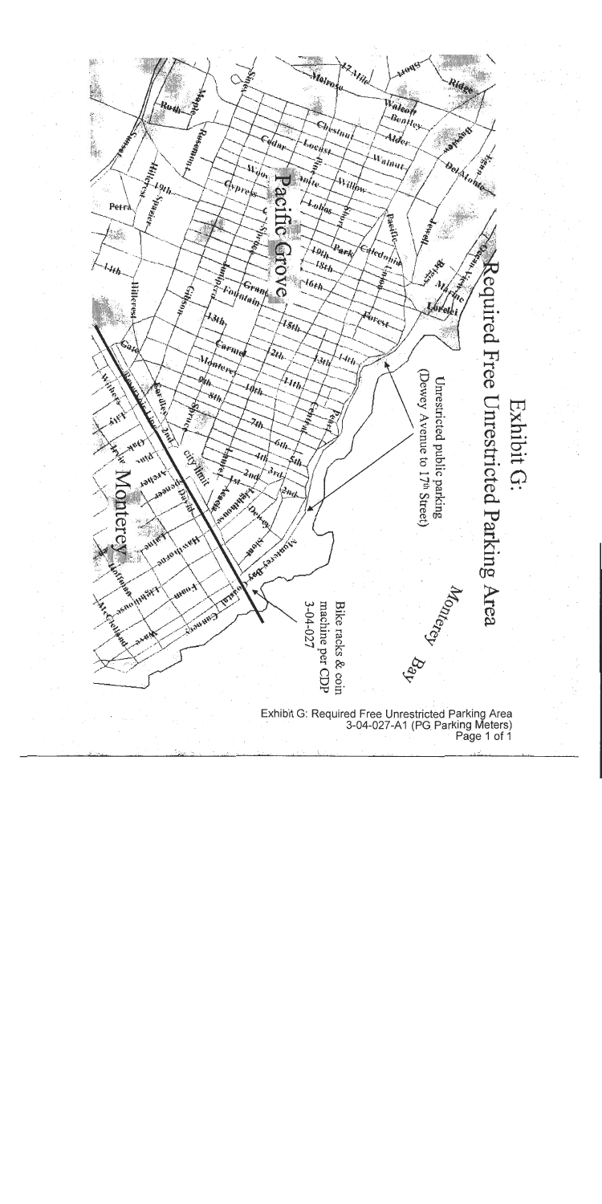# Exhibit G:

## Required Free Unrestricted Parking Area

Unrestricted public parking (Dewey Avenue to 17th Street)

Bike racks & coin machine per CDP 3-04-027

Pacific Grove

Monterey

Monterey Bay

Exhibit G: Required Free Unrestricted Parking Area
3-04-027-A1 (PG Parking Meters)